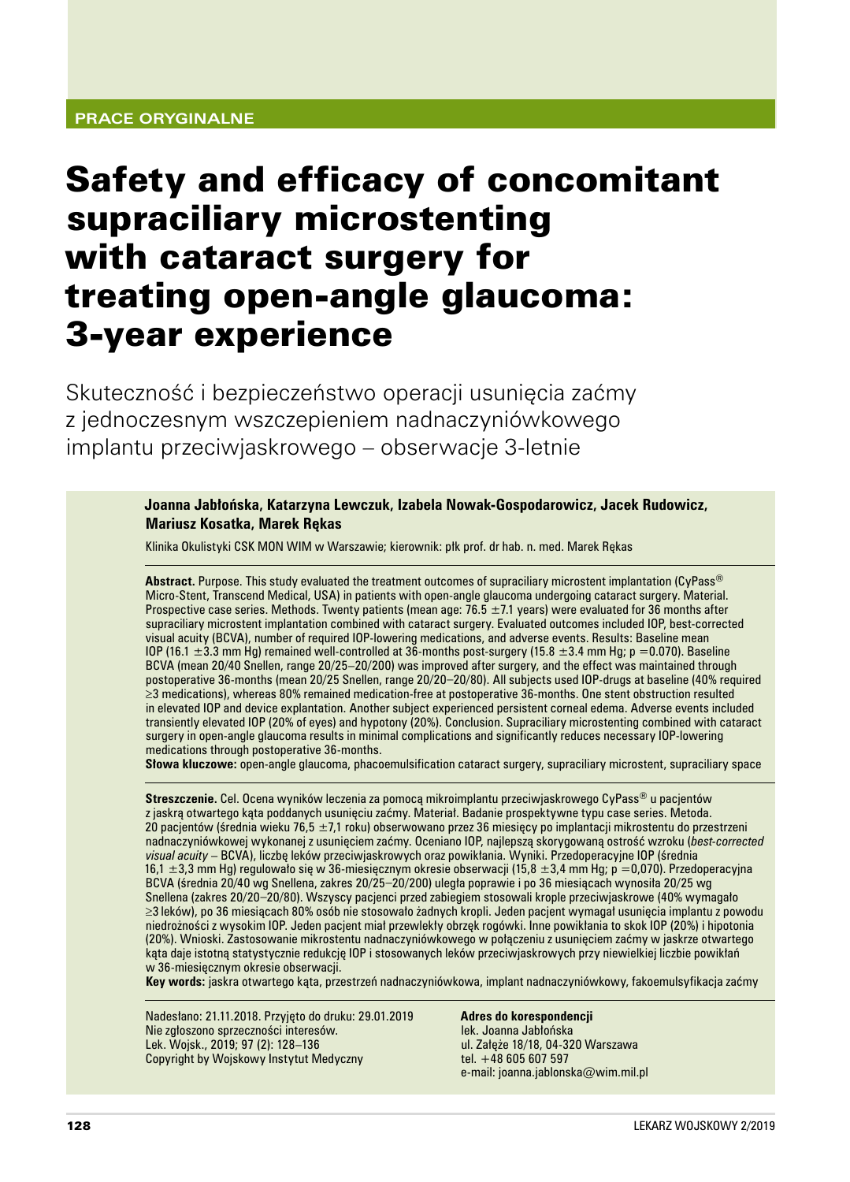PRACE ORYGINALNE

# Safety and efficacy of concomitant supraciliary microstenting with cataract surgery for treating open-angle glaucoma: 3-year experience

## Skuteczność i bezpieczeństwo operacji usunięcia zaćmy z jednoczesnym wszczepieniem nadnaczyniówkowego implantu przeciwjaskrowego – obserwacje 3-letnie

**Joanna Jabłońska, Katarzyna Lewczuk, Izabela Nowak-Gospodarowicz, Jacek Rudowicz, Mariusz Kosatka, Marek Rękas**

Klinika Okulistyki CSK MON WIM w Warszawie; kierownik: płk prof. dr hab. n. med. Marek Rękas

**Abstract.** Purpose. This study evaluated the treatment outcomes of supraciliary microstent implantation (CyPass® Micro-Stent, Transcend Medical, USA) in patients with open-angle glaucoma undergoing cataract surgery. Material. Prospective case series. Methods. Twenty patients (mean age: 76.5 ±7.1 years) were evaluated for 36 months after supraciliary microstent implantation combined with cataract surgery. Evaluated outcomes included IOP, best-corrected visual acuity (BCVA), number of required IOP-lowering medications, and adverse events. Results: Baseline mean IOP (16.1 ±3.3 mm Hg) remained well-controlled at 36-months post-surgery (15.8 ±3.4 mm Hg; $p = 0.070$). Baseline BCVA (mean 20/40 Snellen, range 20/25–20/200) was improved after surgery, and the effect was maintained through postoperative 36-months (mean 20/25 Snellen, range 20/20–20/80). All subjects used IOP-drugs at baseline (40% required ≥3 medications), whereas 80% remained medication-free at postoperative 36-months. One stent obstruction resulted in elevated IOP and device explantation. Another subject experienced persistent corneal edema. Adverse events included transiently elevated IOP (20% of eyes) and hypotony (20%). Conclusion. Supraciliary microstenting combined with cataract surgery in open-angle glaucoma results in minimal complications and significantly reduces necessary IOP-lowering medications through postoperative 36-months.

**Słowa kluczowe:** open-angle glaucoma, phacoemulsification cataract surgery, supraciliary microstent, supraciliary space

**Streszczenie.** Cel. Ocena wyników leczenia za pomocą mikroimplantu przeciwjaskrowego CyPass® u pacjentów z jaskrą otwartego kąta poddanych usunięciu zaćmy. Materiał. Badanie prospektywne typu case series. Metoda. 20 pacjentów (średnia wieku 76,5 ±7,1 roku) obserwowano przez 36 miesięcy po implantacji mikrostentu do przestrzeni nadnaczyniówkowej wykonanej z usunięciem zaćmy. Oceniano IOP, najlepszą skorygowaną ostrość wzroku (*best-corrected visual acuity* – BCVA), liczbę leków przeciwjaskrowych oraz powikłania. Wyniki. Przedoperacyjne IOP (średnia 16,1 ±3,3 mm Hg) regulowało się w 36-miesięcznym okresie obserwacji (15,8 ±3,4 mm Hg; $p = 0{,}070$). Przedoperacyjna BCVA (średnia 20/40 wg Snellena, zakres 20/25–20/200) uległa poprawie i po 36 miesiącach wynosiła 20/25 wg Snellena (zakres 20/20–20/80). Wszyscy pacjenci przed zabiegiem stosowali krople przeciwjaskrowe (40% wymagało ≥3 leków), po 36 miesiącach 80% osób nie stosowało żadnych kropli. Jeden pacjent wymagał usunięcia implantu z powodu niedrożności z wysokim IOP. Jeden pacjent miał przewlekły obrzęk rogówki. Inne powikłania to skok IOP (20%) i hipotonia (20%). Wnioski. Zastosowanie mikrostentu nadnaczyniówkowego w połączeniu z usunięciem zaćmy w jaskrze otwartego kąta daje istotną statystycznie redukcję IOP i stosowanych leków przeciwjaskrowych przy niewielkiej liczbie powikłań w 36-miesięcznym okresie obserwacji.

**Key words:** jaskra otwartego kąta, przestrzeń nadnaczyniówkowa, implant nadnaczyniówkowy, fakoemulsyfikacja zaćmy

Nadesłano: 21.11.2018. Przyjęto do druku: 29.01.2019
Nie zgłoszono sprzeczności interesów.
Lek. Wojsk., 2019; 97 (2): 128–136
Copyright by Wojskowy Instytut Medyczny

**Adres do korespondencji**
lek. Joanna Jabłońska
ul. Załęże 18/18, 04-320 Warszawa
tel. +48 605 607 597
e-mail: joanna.jablonska@wim.mil.pl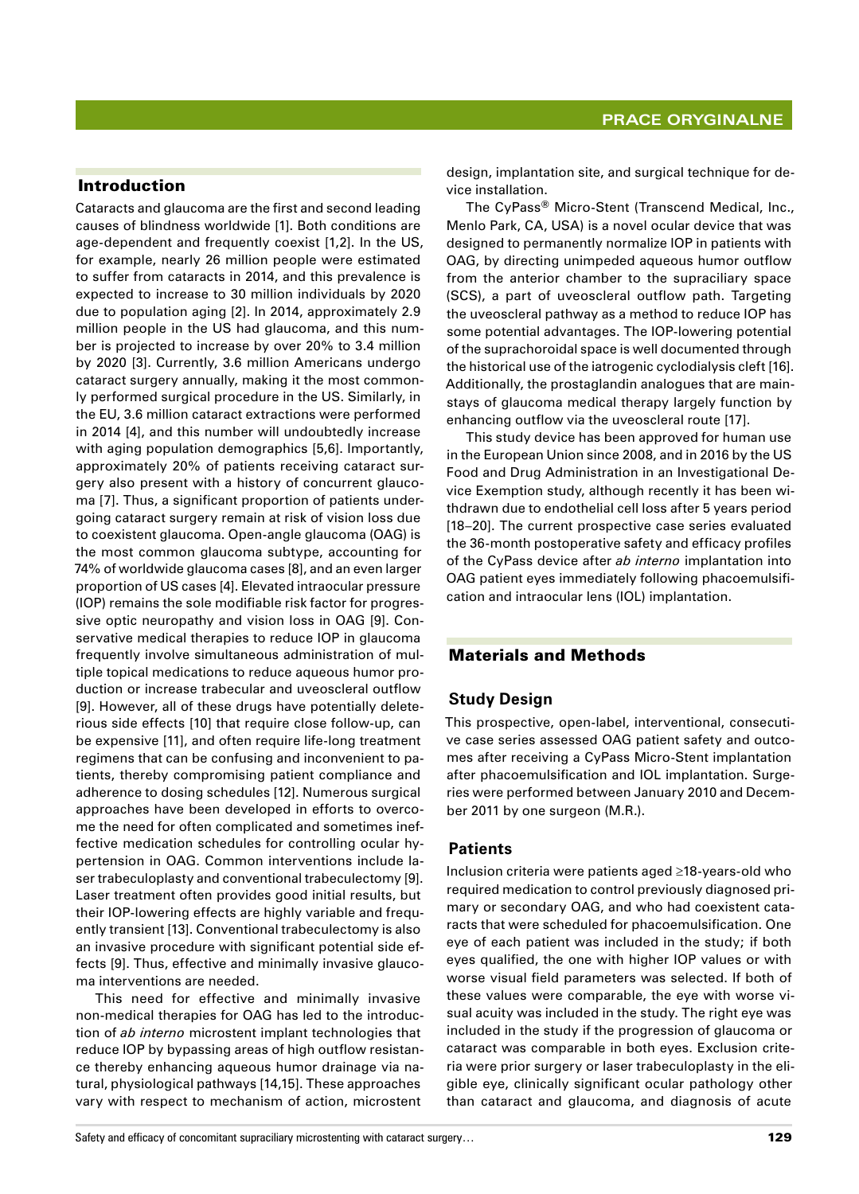## Introduction

Cataracts and glaucoma are the first and second leading causes of blindness worldwide [1]. Both conditions are age-dependent and frequently coexist [1,2]. In the US, for example, nearly 26 million people were estimated to suffer from cataracts in 2014, and this prevalence is expected to increase to 30 million individuals by 2020 due to population aging [2]. In 2014, approximately 2.9 million people in the US had glaucoma, and this number is projected to increase by over 20% to 3.4 million by 2020 [3]. Currently, 3.6 million Americans undergo cataract surgery annually, making it the most commonly performed surgical procedure in the US. Similarly, in the EU, 3.6 million cataract extractions were performed in 2014 [4], and this number will undoubtedly increase with aging population demographics [5,6]. Importantly, approximately 20% of patients receiving cataract surgery also present with a history of concurrent glaucoma [7]. Thus, a significant proportion of patients undergoing cataract surgery remain at risk of vision loss due to coexistent glaucoma. Open-angle glaucoma (OAG) is the most common glaucoma subtype, accounting for 74% of worldwide glaucoma cases [8], and an even larger proportion of US cases [4]. Elevated intraocular pressure (IOP) remains the sole modifiable risk factor for progressive optic neuropathy and vision loss in OAG [9]. Conservative medical therapies to reduce IOP in glaucoma frequently involve simultaneous administration of multiple topical medications to reduce aqueous humor production or increase trabecular and uveoscleral outflow [9]. However, all of these drugs have potentially deleterious side effects [10] that require close follow-up, can be expensive [11], and often require life-long treatment regimens that can be confusing and inconvenient to patients, thereby compromising patient compliance and adherence to dosing schedules [12]. Numerous surgical approaches have been developed in efforts to overcome the need for often complicated and sometimes ineffective medication schedules for controlling ocular hypertension in OAG. Common interventions include laser trabeculoplasty and conventional trabeculectomy [9]. Laser treatment often provides good initial results, but their IOP-lowering effects are highly variable and frequently transient [13]. Conventional trabeculectomy is also an invasive procedure with significant potential side effects [9]. Thus, effective and minimally invasive glaucoma interventions are needed.

This need for effective and minimally invasive non-medical therapies for OAG has led to the introduction of *ab interno* microstent implant technologies that reduce IOP by bypassing areas of high outflow resistance thereby enhancing aqueous humor drainage via natural, physiological pathways [14,15]. These approaches vary with respect to mechanism of action, microstent design, implantation site, and surgical technique for device installation.

The CyPass® Micro-Stent (Transcend Medical, Inc., Menlo Park, CA, USA) is a novel ocular device that was designed to permanently normalize IOP in patients with OAG, by directing unimpeded aqueous humor outflow from the anterior chamber to the supraciliary space (SCS), a part of uveoscleral outflow path. Targeting the uveoscleral pathway as a method to reduce IOP has some potential advantages. The IOP-lowering potential of the suprachoroidal space is well documented through the historical use of the iatrogenic cyclodialysis cleft [16]. Additionally, the prostaglandin analogues that are mainstays of glaucoma medical therapy largely function by enhancing outflow via the uveoscleral route [17].

This study device has been approved for human use in the European Union since 2008, and in 2016 by the US Food and Drug Administration in an Investigational Device Exemption study, although recently it has been withdrawn due to endothelial cell loss after 5 years period [18–20]. The current prospective case series evaluated the 36-month postoperative safety and efficacy profiles of the CyPass device after *ab interno* implantation into OAG patient eyes immediately following phacoemulsification and intraocular lens (IOL) implantation.

## Materials and Methods

### Study Design

This prospective, open-label, interventional, consecutive case series assessed OAG patient safety and outcomes after receiving a CyPass Micro-Stent implantation after phacoemulsification and IOL implantation. Surgeries were performed between January 2010 and December 2011 by one surgeon (M.R.).

### Patients

Inclusion criteria were patients aged ≥18-years-old who required medication to control previously diagnosed primary or secondary OAG, and who had coexistent cataracts that were scheduled for phacoemulsification. One eye of each patient was included in the study; if both eyes qualified, the one with higher IOP values or with worse visual field parameters was selected. If both of these values were comparable, the eye with worse visual acuity was included in the study. The right eye was included in the study if the progression of glaucoma or cataract was comparable in both eyes. Exclusion criteria were prior surgery or laser trabeculoplasty in the eligible eye, clinically significant ocular pathology other than cataract and glaucoma, and diagnosis of acute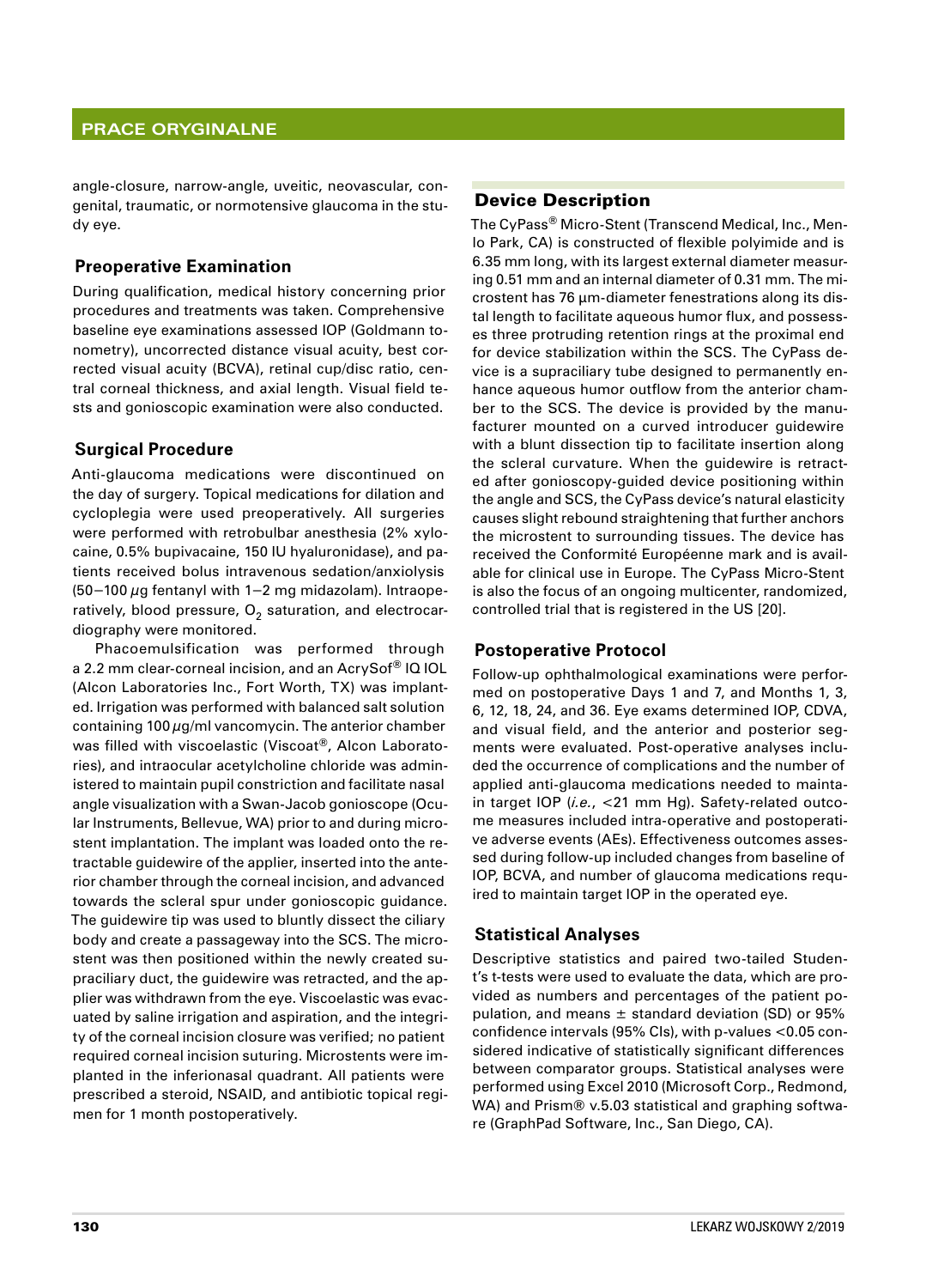angle-closure, narrow-angle, uveitic, neovascular, congenital, traumatic, or normotensive glaucoma in the study eye.

### Preoperative Examination

During qualification, medical history concerning prior procedures and treatments was taken. Comprehensive baseline eye examinations assessed IOP (Goldmann tonometry), uncorrected distance visual acuity, best corrected visual acuity (BCVA), retinal cup/disc ratio, central corneal thickness, and axial length. Visual field tests and gonioscopic examination were also conducted.

### Surgical Procedure

Anti-glaucoma medications were discontinued on the day of surgery. Topical medications for dilation and cycloplegia were used preoperatively. All surgeries were performed with retrobulbar anesthesia (2% xylocaine, 0.5% bupivacaine, 150 IU hyaluronidase), and patients received bolus intravenous sedation/anxiolysis (50–100 $\mu$g fentanyl with 1–2 mg midazolam). Intraoperatively, blood pressure, $O_2$ saturation, and electrocardiography were monitored.

Phacoemulsification was performed through a 2.2 mm clear-corneal incision, and an AcrySof® IQ IOL (Alcon Laboratories Inc., Fort Worth, TX) was implanted. Irrigation was performed with balanced salt solution containing 100 $\mu$g/ml vancomycin. The anterior chamber was filled with viscoelastic (Viscoat®, Alcon Laboratories), and intraocular acetylcholine chloride was administered to maintain pupil constriction and facilitate nasal angle visualization with a Swan-Jacob gonioscope (Ocular Instruments, Bellevue, WA) prior to and during microstent implantation. The implant was loaded onto the retractable guidewire of the applier, inserted into the anterior chamber through the corneal incision, and advanced towards the scleral spur under gonioscopic guidance. The guidewire tip was used to bluntly dissect the ciliary body and create a passageway into the SCS. The microstent was then positioned within the newly created supraciliary duct, the guidewire was retracted, and the applier was withdrawn from the eye. Viscoelastic was evacuated by saline irrigation and aspiration, and the integrity of the corneal incision closure was verified; no patient required corneal incision suturing. Microstents were implanted in the inferionasal quadrant. All patients were prescribed a steroid, NSAID, and antibiotic topical regimen for 1 month postoperatively.

### Device Description

The CyPass® Micro-Stent (Transcend Medical, Inc., Menlo Park, CA) is constructed of flexible polyimide and is 6.35 mm long, with its largest external diameter measuring 0.51 mm and an internal diameter of 0.31 mm. The microstent has 76 µm-diameter fenestrations along its distal length to facilitate aqueous humor flux, and possesses three protruding retention rings at the proximal end for device stabilization within the SCS. The CyPass device is a supraciliary tube designed to permanently enhance aqueous humor outflow from the anterior chamber to the SCS. The device is provided by the manufacturer mounted on a curved introducer guidewire with a blunt dissection tip to facilitate insertion along the scleral curvature. When the guidewire is retracted after gonioscopy-guided device positioning within the angle and SCS, the CyPass device's natural elasticity causes slight rebound straightening that further anchors the microstent to surrounding tissues. The device has received the Conformité Européenne mark and is available for clinical use in Europe. The CyPass Micro-Stent is also the focus of an ongoing multicenter, randomized, controlled trial that is registered in the US [20].

### Postoperative Protocol

Follow-up ophthalmological examinations were performed on postoperative Days 1 and 7, and Months 1, 3, 6, 12, 18, 24, and 36. Eye exams determined IOP, CDVA, and visual field, and the anterior and posterior segments were evaluated. Post-operative analyses included the occurrence of complications and the number of applied anti-glaucoma medications needed to maintain target IOP (*i.e.*, <21 mm Hg). Safety-related outcome measures included intra-operative and postoperative adverse events (AEs). Effectiveness outcomes assessed during follow-up included changes from baseline of IOP, BCVA, and number of glaucoma medications required to maintain target IOP in the operated eye.

### Statistical Analyses

Descriptive statistics and paired two-tailed Student's t-tests were used to evaluate the data, which are provided as numbers and percentages of the patient population, and means ± standard deviation (SD) or 95% confidence intervals (95% CIs), with p-values <0.05 considered indicative of statistically significant differences between comparator groups. Statistical analyses were performed using Excel 2010 (Microsoft Corp., Redmond, WA) and Prism® v.5.03 statistical and graphing software (GraphPad Software, Inc., San Diego, CA).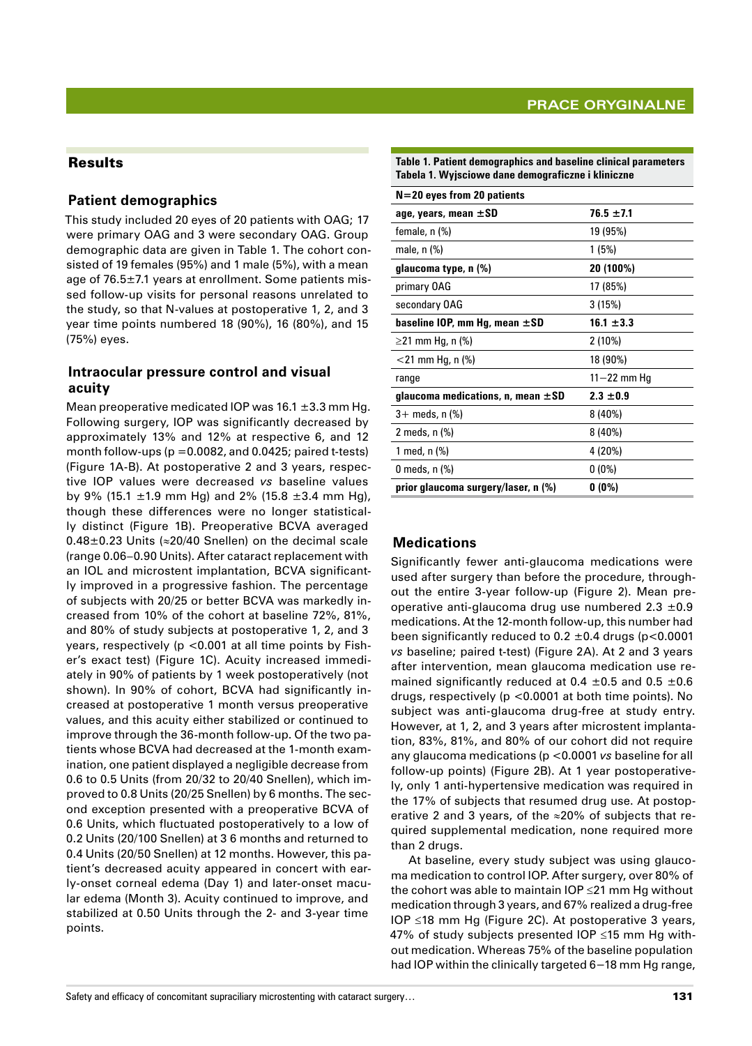## Results

### Patient demographics

This study included 20 eyes of 20 patients with OAG; 17 were primary OAG and 3 were secondary OAG. Group demographic data are given in Table 1. The cohort consisted of 19 females (95%) and 1 male (5%), with a mean age of 76.5±7.1 years at enrollment. Some patients missed follow-up visits for personal reasons unrelated to the study, so that N-values at postoperative 1, 2, and 3 year time points numbered 18 (90%), 16 (80%), and 15 (75%) eyes.

### Intraocular pressure control and visual acuity

Mean preoperative medicated IOP was 16.1 ±3.3 mm Hg. Following surgery, IOP was significantly decreased by approximately 13% and 12% at respective 6, and 12 month follow-ups (p =0.0082, and 0.0425; paired t-tests) (Figure 1A-B). At postoperative 2 and 3 years, respective IOP values were decreased *vs* baseline values by 9% (15.1 ±1.9 mm Hg) and 2% (15.8 ±3.4 mm Hg), though these differences were no longer statistically distinct (Figure 1B). Preoperative BCVA averaged 0.48±0.23 Units (≈20/40 Snellen) on the decimal scale (range 0.06–0.90 Units). After cataract replacement with an IOL and microstent implantation, BCVA significantly improved in a progressive fashion. The percentage of subjects with 20/25 or better BCVA was markedly increased from 10% of the cohort at baseline 72%, 81%, and 80% of study subjects at postoperative 1, 2, and 3 years, respectively (p <0.001 at all time points by Fisher's exact test) (Figure 1C). Acuity increased immediately in 90% of patients by 1 week postoperatively (not shown). In 90% of cohort, BCVA had significantly increased at postoperative 1 month versus preoperative values, and this acuity either stabilized or continued to improve through the 36-month follow-up. Of the two patients whose BCVA had decreased at the 1-month examination, one patient displayed a negligible decrease from 0.6 to 0.5 Units (from 20/32 to 20/40 Snellen), which improved to 0.8 Units (20/25 Snellen) by 6 months. The second exception presented with a preoperative BCVA of 0.6 Units, which fluctuated postoperatively to a low of 0.2 Units (20/100 Snellen) at 3 6 months and returned to 0.4 Units (20/50 Snellen) at 12 months. However, this patient's decreased acuity appeared in concert with early-onset corneal edema (Day 1) and later-onset macular edema (Month 3). Acuity continued to improve, and stabilized at 0.50 Units through the 2- and 3-year time points.

**Table 1. Patient demographics and baseline clinical parameters**
**Tabela 1. Wyjsciowe dane demograficzne i kliniczne**

| N=20 eyes from 20 patients | |
|---|---|
| **age, years, mean ±SD** | **76.5 ±7.1** |
| female, n (%) | 19 (95%) |
| male, n (%) | 1 (5%) |
| **glaucoma type, n (%)** | **20 (100%)** |
| primary OAG | 17 (85%) |
| secondary OAG | 3 (15%) |
| **baseline IOP, mm Hg, mean ±SD** | **16.1 ±3.3** |
| ≥21 mm Hg, n (%) | 2 (10%) |
| <21 mm Hg, n (%) | 18 (90%) |
| range | 11–22 mm Hg |
| **glaucoma medications, n, mean ±SD** | **2.3 ±0.9** |
| 3+ meds, n (%) | 8 (40%) |
| 2 meds, n (%) | 8 (40%) |
| 1 med, n (%) | 4 (20%) |
| 0 meds, n (%) | 0 (0%) |
| **prior glaucoma surgery/laser, n (%)** | **0 (0%)** |

### Medications

Significantly fewer anti-glaucoma medications were used after surgery than before the procedure, throughout the entire 3-year follow-up (Figure 2). Mean preoperative anti-glaucoma drug use numbered 2.3 ±0.9 medications. At the 12-month follow-up, this number had been significantly reduced to 0.2 ±0.4 drugs (p<0.0001 *vs* baseline; paired t-test) (Figure 2A). At 2 and 3 years after intervention, mean glaucoma medication use remained significantly reduced at 0.4 ±0.5 and 0.5 ±0.6 drugs, respectively (p <0.0001 at both time points). No subject was anti-glaucoma drug-free at study entry. However, at 1, 2, and 3 years after microstent implantation, 83%, 81%, and 80% of our cohort did not require any glaucoma medications (p <0.0001 *vs* baseline for all follow-up points) (Figure 2B). At 1 year postoperatively, only 1 anti-hypertensive medication was required in the 17% of subjects that resumed drug use. At postoperative 2 and 3 years, of the ≈20% of subjects that required supplemental medication, none required more than 2 drugs.

At baseline, every study subject was using glaucoma medication to control IOP. After surgery, over 80% of the cohort was able to maintain IOP ≤21 mm Hg without medication through 3 years, and 67% realized a drug-free IOP ≤18 mm Hg (Figure 2C). At postoperative 3 years, 47% of study subjects presented IOP ≤15 mm Hg without medication. Whereas 75% of the baseline population had IOP within the clinically targeted 6–18 mm Hg range,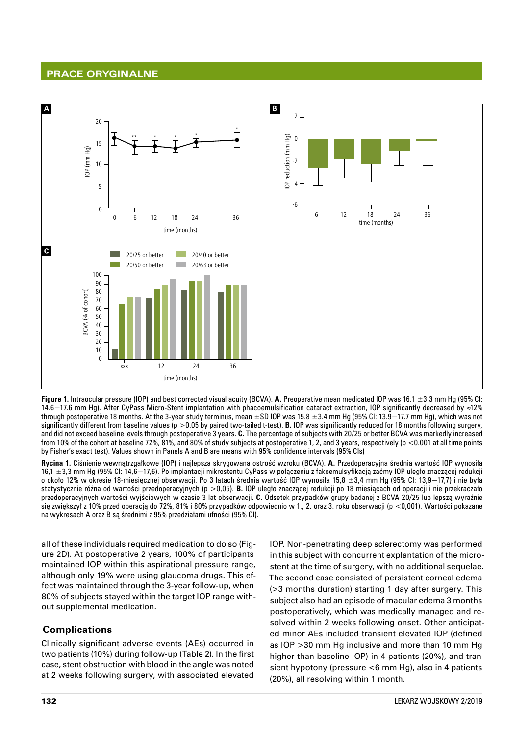**Figure 1.** Intraocular pressure (IOP) and best corrected visual acuity (BCVA). **A.** Preoperative mean medicated IOP was 16.1 ±3.3 mm Hg (95% CI: 14.6–17.6 mm Hg). After CyPass Micro-Stent implantation with phacoemulsification cataract extraction, IOP significantly decreased by ≈12% through postoperative 18 months. At the 3-year study terminus, mean ±SD IOP was 15.8 ±3.4 mm Hg (95% CI: 13.9–17.7 mm Hg), which was not significantly different from baseline values (p >0.05 by paired two-tailed t-test). **B.** IOP was significantly reduced for 18 months following surgery, and did not exceed baseline levels through postoperative 3 years. **C.** The percentage of subjects with 20/25 or better BCVA was markedly increased from 10% of the cohort at baseline 72%, 81%, and 80% of study subjects at postoperative 1, 2, and 3 years, respectively (p <0.001 at all time points by Fisher's exact test). Values shown in Panels A and B are means with 95% confidence intervals (95% CIs)

**Rycina 1.** Ciśnienie wewnątrzgałkowe (IOP) i najlepsza skrygowana ostrość wzroku (BCVA). **A.** Przedoperacyjna średnia wartość IOP wynosiła 16,1 ±3,3 mm Hg (95% CI: 14,6–17,6). Po implantacji mikrostentu CyPass w połączeniu z fakoemulsyfikacją zaćmy IOP uległo znaczącej redukcji o około 12% w okresie 18-miesięcznej obserwacji. Po 3 latach średnia wartość IOP wynosiła 15,8 ±3,4 mm Hg (95% CI: 13,9–17,7) i nie była statystycznie różna od wartości przedoperacyjnych (p >0,05). **B.** IOP uległo znaczącej redukcji po 18 miesiącach od operacji i nie przekraczało przedoperacyjnych wartości wyjściowych w czasie 3 lat obserwacji. **C.** Odsetek przypadków grupy badanej z BCVA 20/25 lub lepszą wyraźnie się zwiększył z 10% przed operacją do 72%, 81% i 80% przypadków odpowiednio w 1., 2. oraz 3. roku obserwacji (p <0,001). Wartości pokazane na wykresach A oraz B są średnimi z 95% przedziałami ufności (95% CI).

all of these individuals required medication to do so (Figure 2D). At postoperative 2 years, 100% of participants maintained IOP within this aspirational pressure range, although only 19% were using glaucoma drugs. This effect was maintained through the 3-year follow-up, when 80% of subjects stayed within the target IOP range without supplemental medication.

## Complications

Clinically significant adverse events (AEs) occurred in two patients (10%) during follow-up (Table 2). In the first case, stent obstruction with blood in the angle was noted at 2 weeks following surgery, with associated elevated IOP. Non-penetrating deep sclerectomy was performed in this subject with concurrent explantation of the micro-stent at the time of surgery, with no additional sequelae. The second case consisted of persistent corneal edema (>3 months duration) starting 1 day after surgery. This subject also had an episode of macular edema 3 months postoperatively, which was medically managed and resolved within 2 weeks following onset. Other anticipated minor AEs included transient elevated IOP (defined as IOP >30 mm Hg inclusive and more than 10 mm Hg higher than baseline IOP) in 4 patients (20%), and transient hypotony (pressure <6 mm Hg), also in 4 patients (20%), all resolving within 1 month.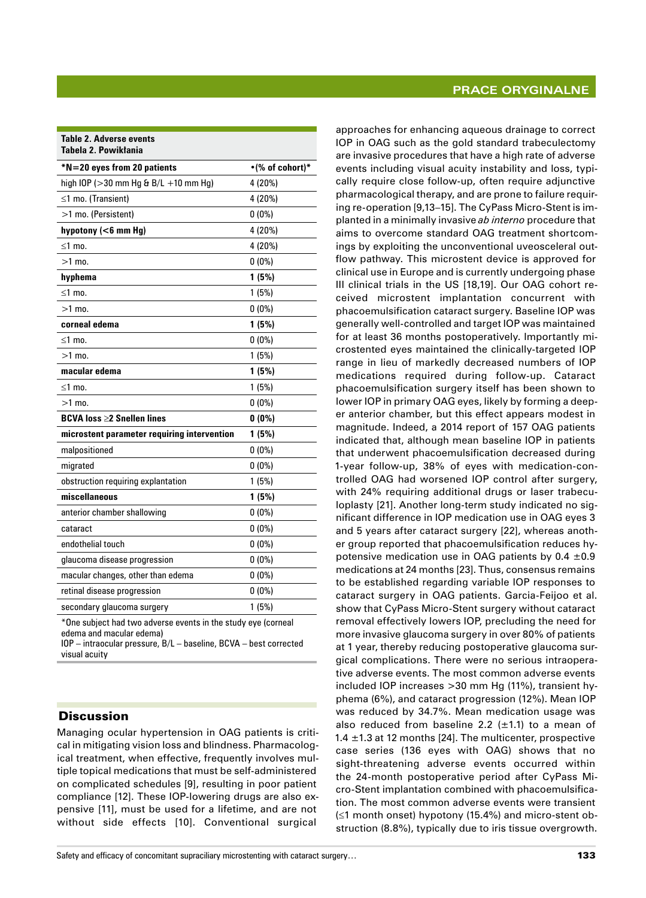**Table 2. Adverse events**
**Tabela 2. Powikłania**

| *N=20 eyes from 20 patients | •(% of cohort)* |
|---|---|
| high IOP (>30 mm Hg & B/L +10 mm Hg) | 4 (20%) |
| ≤1 mo. (Transient) | 4 (20%) |
| >1 mo. (Persistent) | 0 (0%) |
| **hypotony (<6 mm Hg)** | **4 (20%)** |
| ≤1 mo. | 4 (20%) |
| >1 mo. | 0 (0%) |
| **hyphema** | **1 (5%)** |
| ≤1 mo. | 1 (5%) |
| >1 mo. | 0 (0%) |
| **corneal edema** | **1 (5%)** |
| ≤1 mo. | 0 (0%) |
| >1 mo. | 1 (5%) |
| **macular edema** | **1 (5%)** |
| ≤1 mo. | 1 (5%) |
| >1 mo. | 0 (0%) |
| **BCVA loss ≥2 Snellen lines** | **0 (0%)** |
| **microstent parameter requiring intervention** | **1 (5%)** |
| malpositioned | 0 (0%) |
| migrated | 0 (0%) |
| obstruction requiring explantation | 1 (5%) |
| **miscellaneous** | **1 (5%)** |
| anterior chamber shallowing | 0 (0%) |
| cataract | 0 (0%) |
| endothelial touch | 0 (0%) |
| glaucoma disease progression | 0 (0%) |
| macular changes, other than edema | 0 (0%) |
| retinal disease progression | 0 (0%) |
| secondary glaucoma surgery | 1 (5%) |

*One subject had two adverse events in the study eye (corneal edema and macular edema)
IOP – intraocular pressure, B/L – baseline, BCVA – best corrected visual acuity

## Discussion

Managing ocular hypertension in OAG patients is critical in mitigating vision loss and blindness. Pharmacological treatment, when effective, frequently involves multiple topical medications that must be self-administered on complicated schedules [9], resulting in poor patient compliance [12]. These IOP-lowering drugs are also expensive [11], must be used for a lifetime, and are not without side effects [10]. Conventional surgical approaches for enhancing aqueous drainage to correct IOP in OAG such as the gold standard trabeculectomy are invasive procedures that have a high rate of adverse events including visual acuity instability and loss, typically require close follow-up, often require adjunctive pharmacological therapy, and are prone to failure requiring re-operation [9,13–15]. The CyPass Micro-Stent is implanted in a minimally invasive *ab interno* procedure that aims to overcome standard OAG treatment shortcomings by exploiting the unconventional uveosceleral outflow pathway. This microstent device is approved for clinical use in Europe and is currently undergoing phase III clinical trials in the US [18,19]. Our OAG cohort received microstent implantation concurrent with phacoemulsification cataract surgery. Baseline IOP was generally well-controlled and target IOP was maintained for at least 36 months postoperatively. Importantly microstented eyes maintained the clinically-targeted IOP range in lieu of markedly decreased numbers of IOP medications required during follow-up. Cataract phacoemulsification surgery itself has been shown to lower IOP in primary OAG eyes, likely by forming a deeper anterior chamber, but this effect appears modest in magnitude. Indeed, a 2014 report of 157 OAG patients indicated that, although mean baseline IOP in patients that underwent phacoemulsification decreased during 1-year follow-up, 38% of eyes with medication-controlled OAG had worsened IOP control after surgery, with 24% requiring additional drugs or laser trabeculoplasty [21]. Another long-term study indicated no significant difference in IOP medication use in OAG eyes 3 and 5 years after cataract surgery [22], whereas another group reported that phacoemulsification reduces hypotensive medication use in OAG patients by 0.4 ±0.9 medications at 24 months [23]. Thus, consensus remains to be established regarding variable IOP responses to cataract surgery in OAG patients. Garcia-Feijoo et al. show that CyPass Micro-Stent surgery without cataract removal effectively lowers IOP, precluding the need for more invasive glaucoma surgery in over 80% of patients at 1 year, thereby reducing postoperative glaucoma surgical complications. There were no serious intraoperative adverse events. The most common adverse events included IOP increases >30 mm Hg (11%), transient hyphema (6%), and cataract progression (12%). Mean IOP was reduced by 34.7%. Mean medication usage was also reduced from baseline 2.2 (±1.1) to a mean of 1.4 ±1.3 at 12 months [24]. The multicenter, prospective case series (136 eyes with OAG) shows that no sight-threatening adverse events occurred within the 24-month postoperative period after CyPass Micro-Stent implantation combined with phacoemulsification. The most common adverse events were transient (≤1 month onset) hypotony (15.4%) and micro-stent obstruction (8.8%), typically due to iris tissue overgrowth.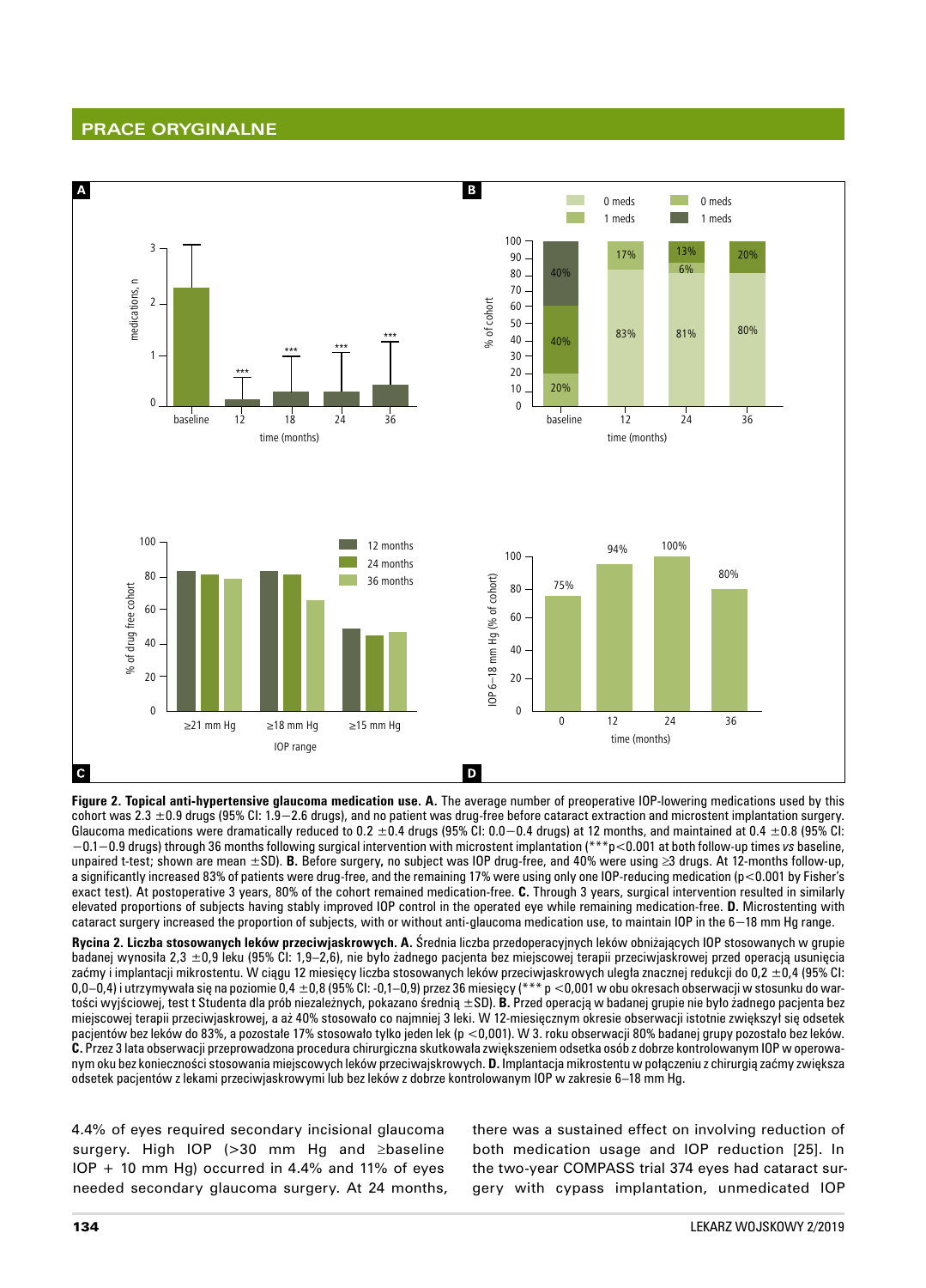**Figure 2. Topical anti-hypertensive glaucoma medication use. A.** The average number of preoperative IOP-lowering medications used by this cohort was 2.3 ±0.9 drugs (95% CI: 1.9–2.6 drugs), and no patient was drug-free before cataract extraction and microstent implantation surgery. Glaucoma medications were dramatically reduced to 0.2 ±0.4 drugs (95% CI: 0.0–0.4 drugs) at 12 months, and maintained at 0.4 ±0.8 (95% CI: −0.1–0.9 drugs) through 36 months following surgical intervention with microstent implantation (***p<0.001 at both follow-up times *vs* baseline, unpaired t-test; shown are mean ±SD). **B.** Before surgery, no subject was IOP drug-free, and 40% were using ≥3 drugs. At 12-months follow-up, a significantly increased 83% of patients were drug-free, and the remaining 17% were using only one IOP-reducing medication (p<0.001 by Fisher's exact test). At postoperative 3 years, 80% of the cohort remained medication-free. **C.** Through 3 years, surgical intervention resulted in similarly elevated proportions of subjects having stably improved IOP control in the operated eye while remaining medication-free. **D.** Microstenting with cataract surgery increased the proportion of subjects, with or without anti-glaucoma medication use, to maintain IOP in the 6–18 mm Hg range.

**Rycina 2. Liczba stosowanych leków przeciwjaskrowych. A.** Średnia liczba przedoperacyjnych leków obniżających IOP stosowanych w grupie badanej wynosiła 2,3 ±0,9 leku (95% CI: 1,9–2,6), nie było żadnego pacjenta bez miejscowej terapii przeciwjaskrowej przed operacją usunięcia zaćmy i implantacji mikrostentu. W ciągu 12 miesięcy liczba stosowanych leków przeciwjaskrowych uległa znacznej redukcji do 0,2 ±0,4 (95% CI: 0,0–0,4) i utrzymywała się na poziomie 0,4 ±0,8 (95% CI: -0,1–0,9) przez 36 miesięcy (*** p <0,001 w obu okresach obserwacji w stosunku do wartości wyjściowej, test t Studenta dla prób niezależnych, pokazano średnią ±SD). **B.** Przed operacją w badanej grupie nie było żadnego pacjenta bez miejscowej terapii przeciwjaskrowej, a aż 40% stosowało co najmniej 3 leki. W 12-miesięcznym okresie obserwacji istotnie zwiększył się odsetek pacjentów bez leków do 83%, a pozostałe 17% stosowało tylko jeden lek (p <0,001). W 3. roku obserwacji 80% badanej grupy pozostało bez leków. **C.** Przez 3 lata obserwacji przeprowadzona procedura chirurgiczna skutkowała zwiększeniem odsetka osób z dobrze kontrolowanym IOP w operowanym oku bez konieczności stosowania miejscowych leków przeciwjaskrowych. **D.** Implantacja mikrostentu w połączeniu z chirurgią zaćmy zwiększa odsetek pacjentów z lekami przeciwjaskrowymi lub bez leków z dobrze kontrolowanym IOP w zakresie 6–18 mm Hg.

4.4% of eyes required secondary incisional glaucoma surgery. High IOP (>30 mm Hg and ≥baseline IOP + 10 mm Hg) occurred in 4.4% and 11% of eyes needed secondary glaucoma surgery. At 24 months, there was a sustained effect on involving reduction of both medication usage and IOP reduction [25]. In the two-year COMPASS trial 374 eyes had cataract surgery with cypass implantation, unmedicated IOP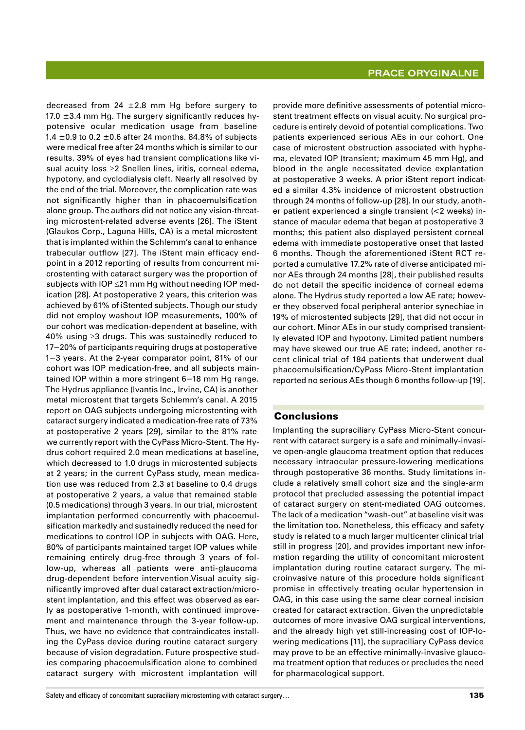decreased from 24 ±2.8 mm Hg before surgery to 17.0 ±3.4 mm Hg. The surgery significantly reduces hypotensive ocular medication usage from baseline 1.4 ±0.9 to 0.2 ±0.6 after 24 months. 84.8% of subjects were medical free after 24 months which is similar to our results. 39% of eyes had transient complications like visual acuity loss ≥2 Snellen lines, iritis, corneal edema, hypotony, and cyclodialysis cleft. Nearly all resolved by the end of the trial. Moreover, the complication rate was not significantly higher than in phacoemulsification alone group. The authors did not notice any vision-threatening microstent-related adverse events [26]. The iStent (Glaukos Corp., Laguna Hills, CA) is a metal microstent that is implanted within the Schlemm's canal to enhance trabecular outflow [27]. The iStent main efficacy endpoint in a 2012 reporting of results from concurrent microstenting with cataract surgery was the proportion of subjects with IOP ≤21 mm Hg without needing IOP medication [28]. At postoperative 2 years, this criterion was achieved by 61% of iStented subjects. Though our study did not employ washout IOP measurements, 100% of our cohort was medication-dependent at baseline, with 40% using ≥3 drugs. This was sustainedly reduced to 17–20% of participants requiring drugs at postoperative 1–3 years. At the 2-year comparator point, 81% of our cohort was IOP medication-free, and all subjects maintained IOP within a more stringent 6–18 mm Hg range. The Hydrus appliance (Ivantis Inc., Irvine, CA) is another metal microstent that targets Schlemm's canal. A 2015 report on OAG subjects undergoing microstenting with cataract surgery indicated a medication-free rate of 73% at postoperative 2 years [29], similar to the 81% rate we currently report with the CyPass Micro-Stent. The Hydrus cohort required 2.0 mean medications at baseline, which decreased to 1.0 drugs in microstented subjects at 2 years; in the current CyPass study, mean medication use was reduced from 2.3 at baseline to 0.4 drugs at postoperative 2 years, a value that remained stable (0.5 medications) through 3 years. In our trial, microstent implantation performed concurrently with phacoemulsification markedly and sustainedly reduced the need for medications to control IOP in subjects with OAG. Here, 80% of participants maintained target IOP values while remaining entirely drug-free through 3 years of follow-up, whereas all patients were anti-glaucoma drug-dependent before intervention.Visual acuity significantly improved after dual cataract extraction/microstent implantation, and this effect was observed as early as postoperative 1-month, with continued improvement and maintenance through the 3-year follow-up. Thus, we have no evidence that contraindicates installing the CyPass device during routine cataract surgery because of vision degradation. Future prospective studies comparing phacoemulsification alone to combined cataract surgery with microstent implantation will provide more definitive assessments of potential microstent treatment effects on visual acuity. No surgical procedure is entirely devoid of potential complications. Two patients experienced serious AEs in our cohort. One case of microstent obstruction associated with hyphema, elevated IOP (transient; maximum 45 mm Hg), and blood in the angle necessitated device explantation at postoperative 3 weeks. A prior iStent report indicated a similar 4.3% incidence of microstent obstruction through 24 months of follow-up [28]. In our study, another patient experienced a single transient (<2 weeks) instance of macular edema that began at postoperative 3 months; this patient also displayed persistent corneal edema with immediate postoperative onset that lasted 6 months. Though the aforementioned iStent RCT reported a cumulative 17.2% rate of diverse anticipated minor AEs through 24 months [28], their published results do not detail the specific incidence of corneal edema alone. The Hydrus study reported a low AE rate; however they observed focal peripheral anterior synechiae in 19% of microstented subjects [29], that did not occur in our cohort. Minor AEs in our study comprised transiently elevated IOP and hypotony. Limited patient numbers may have skewed our true AE rate; indeed, another recent clinical trial of 184 patients that underwent dual phacoemulsification/CyPass Micro-Stent implantation reported no serious AEs though 6 months follow-up [19].

## Conclusions

Implanting the supraciliary CyPass Micro-Stent concurrent with cataract surgery is a safe and minimally-invasive open-angle glaucoma treatment option that reduces necessary intraocular pressure-lowering medications through postoperative 36 months. Study limitations include a relatively small cohort size and the single-arm protocol that precluded assessing the potential impact of cataract surgery on stent-mediated OAG outcomes. The lack of a medication "wash-out" at baseline visit was the limitation too. Nonetheless, this efficacy and safety study is related to a much larger multicenter clinical trial still in progress [20], and provides important new information regarding the utility of concomitant microstent implantation during routine cataract surgery. The microinvasive nature of this procedure holds significant promise in effectively treating ocular hypertension in OAG, in this case using the same clear corneal incision created for cataract extraction. Given the unpredictable outcomes of more invasive OAG surgical interventions, and the already high yet still-increasing cost of IOP-lowering medications [11], the supraciliary CyPass device may prove to be an effective minimally-invasive glaucoma treatment option that reduces or precludes the need for pharmacological support.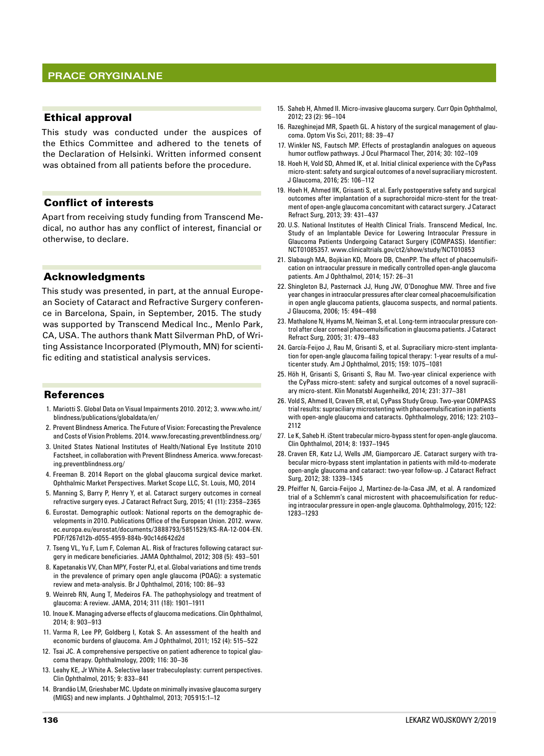## Ethical approval

This study was conducted under the auspices of the Ethics Committee and adhered to the tenets of the Declaration of Helsinki. Written informed consent was obtained from all patients before the procedure.

## Conflict of interests

Apart from receiving study funding from Transcend Medical, no author has any conflict of interest, financial or otherwise, to declare.

## Acknowledgments

This study was presented, in part, at the annual European Society of Cataract and Refractive Surgery conference in Barcelona, Spain, in September, 2015. The study was supported by Transcend Medical Inc., Menlo Park, CA, USA. The authors thank Matt Silverman PhD, of Writing Assistance Incorporated (Plymouth, MN) for scientific editing and statistical analysis services.

## References

1. Mariotti S. Global Data on Visual Impairments 2010. 2012; 3. www.who.int/blindness/publications/globaldata/en/
2. Prevent Blindness America. The Future of Vision: Forecasting the Prevalence and Costs of Vision Problems. 2014. www.forecasting.preventblindness.org/
3. United States National Institutes of Health/National Eye Institute 2010 Factsheet, in collaboration with Prevent Blindness America. www.forecasting.preventblindness.org/
4. Freeman B. 2014 Report on the global glaucoma surgical device market. Ophthalmic Market Perspectives. Market Scope LLC, St. Louis, MO, 2014
5. Manning S, Barry P, Henry Y, et al. Cataract surgery outcomes in corneal refractive surgery eyes. J Cataract Refract Surg, 2015; 41 (11): 2358–2365
6. Eurostat. Demographic outlook: National reports on the demographic developments in 2010. Publications Office of the European Union. 2012. www.ec.europa.eu/eurostat/documents/3888793/5851529/KS-RA-12-004-EN.PDF/f267d12b-d055-4959-884b-90c14d642d2d
7. Tseng VL, Yu F, Lum F, Coleman AL. Risk of fractures following cataract surgery in medicare beneficiaries. JAMA Ophthalmol, 2012; 308 (5): 493–501
8. Kapetanakis VV, Chan MPY, Foster PJ, et al. Global variations and time trends in the prevalence of primary open angle glaucoma (POAG): a systematic review and meta-analysis. Br J Ophthalmol, 2016; 100: 86–93
9. Weinreb RN, Aung T, Medeiros FA. The pathophysiology and treatment of glaucoma: A review. JAMA, 2014; 311 (18): 1901–1911
10. Inoue K. Managing adverse effects of glaucoma medications. Clin Ophthalmol, 2014; 8: 903–913
11. Varma R, Lee PP, Goldberg I, Kotak S. An assessment of the health and economic burdens of glaucoma. Am J Ophthalmol, 2011; 152 (4): 515–522
12. Tsai JC. A comprehensive perspective on patient adherence to topical glaucoma therapy. Ophthalmology, 2009; 116: 30–36
13. Leahy KE, Jr White A. Selective laser trabeculoplasty: current perspectives. Clin Ophthalmol, 2015; 9: 833–841
14. Brandão LM, Grieshaber MC. Update on minimally invasive glaucoma surgery (MIGS) and new implants. J Ophthalmol, 2013; 705 915:1–12
15. Saheb H, Ahmed II. Micro-invasive glaucoma surgery. Curr Opin Ophthalmol, 2012; 23 (2): 96–104
16. Razeghinejad MR, Spaeth GL. A history of the surgical management of glaucoma. Optom Vis Sci, 2011; 88: 39–47
17. Winkler NS, Fautsch MP. Effects of prostaglandin analogues on aqueous humor outflow pathways. J Ocul Pharmacol Ther, 2014; 30: 102–109
18. Hoeh H, Vold SD, Ahmed IK, et al. Initial clinical experience with the CyPass micro-stent: safety and surgical outcomes of a novel supraciliary microstent. J Glaucoma, 2016; 25: 106–112
19. Hoeh H, Ahmed IIK, Grisanti S, et al. Early postoperative safety and surgical outcomes after implantation of a suprachoroidal micro-stent for the treatment of open-angle glaucoma concomitant with cataract surgery. J Cataract Refract Surg, 2013; 39: 431–437
20. U.S. National Institutes of Health Clinical Trials. Transcend Medical, Inc. Study of an Implantable Device for Lowering Intraocular Pressure in Glaucoma Patients Undergoing Cataract Surgery (COMPASS). Identifier: NCT01085357. www.clinicaltrials.gov/ct2/show/study/NCT010853
21. Slabaugh MA, Bojikian KD, Moore DB, ChenPP. The effect of phacoemulsification on intraocular pressure in medically controlled open-angle glaucoma patients. Am J Ophthalmol, 2014; 157: 26–31
22. Shingleton BJ, Pasternack JJ, Hung JW, O'Donoghue MW. Three and five year changes in intraocular pressures after clear corneal phacoemulsification in open angle glaucoma patients, glaucoma suspects, and normal patients. J Glaucoma, 2006; 15: 494–498
23. Mathalone N, Hyams M, Neiman S, et al. Long-term intraocular pressure control after clear corneal phacoemulsification in glaucoma patients. J Cataract Refract Surg, 2005; 31: 479–483
24. García-Feijoo J, Rau M, Grisanti S, et al. Supraciliary micro-stent implantation for open-angle glaucoma failing topical therapy: 1-year results of a multicenter study. Am J Ophthalmol, 2015; 159: 1075–1081
25. Höh H, Grisanti S, Grisanti S, Rau M. Two-year clinical experience with the CyPass micro-stent: safety and surgical outcomes of a novel supraciliary micro-stent. Klin Monatsbl Augenheilkd, 2014; 231: 377–381
26. Vold S, Ahmed II, Craven ER, et al, CyPass Study Group. Two-year COMPASS trial results: supraciliary microstenting with phacoemulsification in patients with open-angle glaucoma and cataracts. Ophthalmology, 2016; 123: 2103–2112
27. Le K, Saheb H. iStent trabecular micro-bypass stent for open-angle glaucoma. Clin Ophthalmol, 2014; 8: 1937–1945
28. Craven ER, Katz LJ, Wells JM, Giamporcaro JE. Cataract surgery with trabecular micro-bypass stent implantation in patients with mild-to-moderate open-angle glaucoma and cataract: two-year follow-up. J Cataract Refract Surg, 2012; 38: 1339–1345
29. Pfeiffer N, Garcia-Feijoo J, Martinez-de-la-Casa JM, et al. A randomized trial of a Schlemm's canal microstent with phacoemulsification for reducing intraocular pressure in open-angle glaucoma. Ophthalmology, 2015; 122: 1283–1293